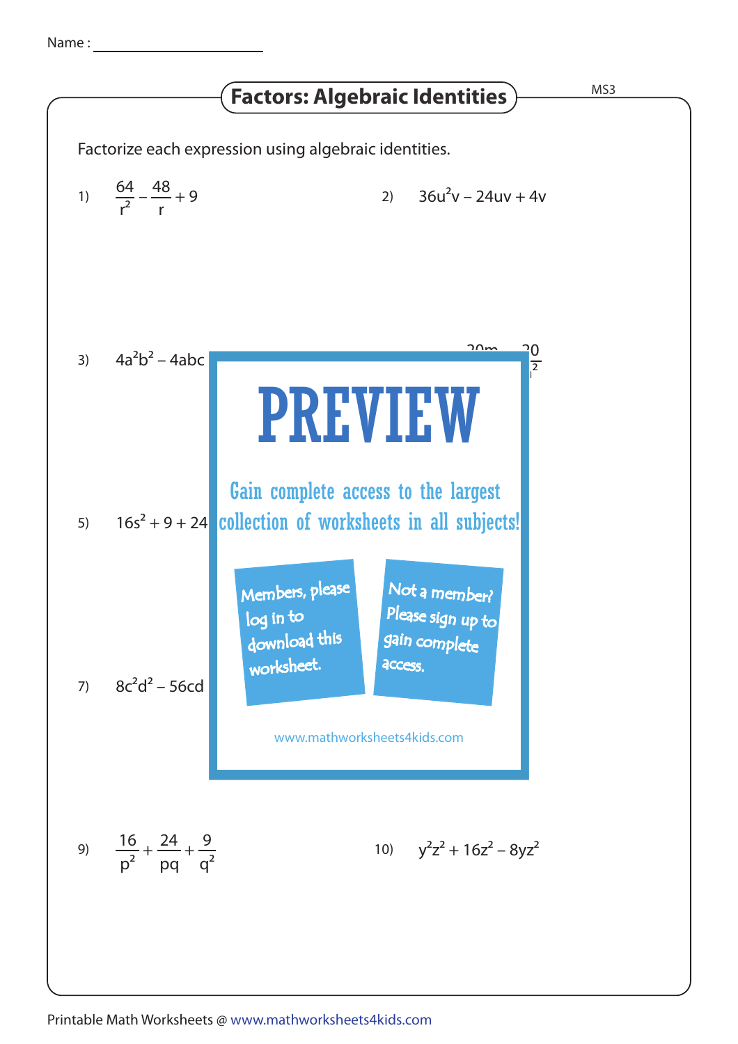Name :

## Factors: Algebraic Identities

Factorize each expression using algebraic identities.

1) $\frac{64}{r^2} - \frac{48}{r} + 9$

2) $36u^2v - 24uv + 4v$

3) $4a^2b^2 - 4abc$

5) $16s^2 + 9 + 24$

7) $8c^2d^2 - 56cd$

**PREVIEW**

Gain complete access to the largest collection of worksheets in all subjects!

Members, please log in to download this worksheet.

Not a member? Please sign up to gain complete access.

www.mathworksheets4kids.com

9) $\frac{16}{p^2} + \frac{24}{pq} + \frac{9}{q^2}$

10) $y^2z^2 + 16z^2 - 8yz^2$

Printable Math Worksheets @ www.mathworksheets4kids.com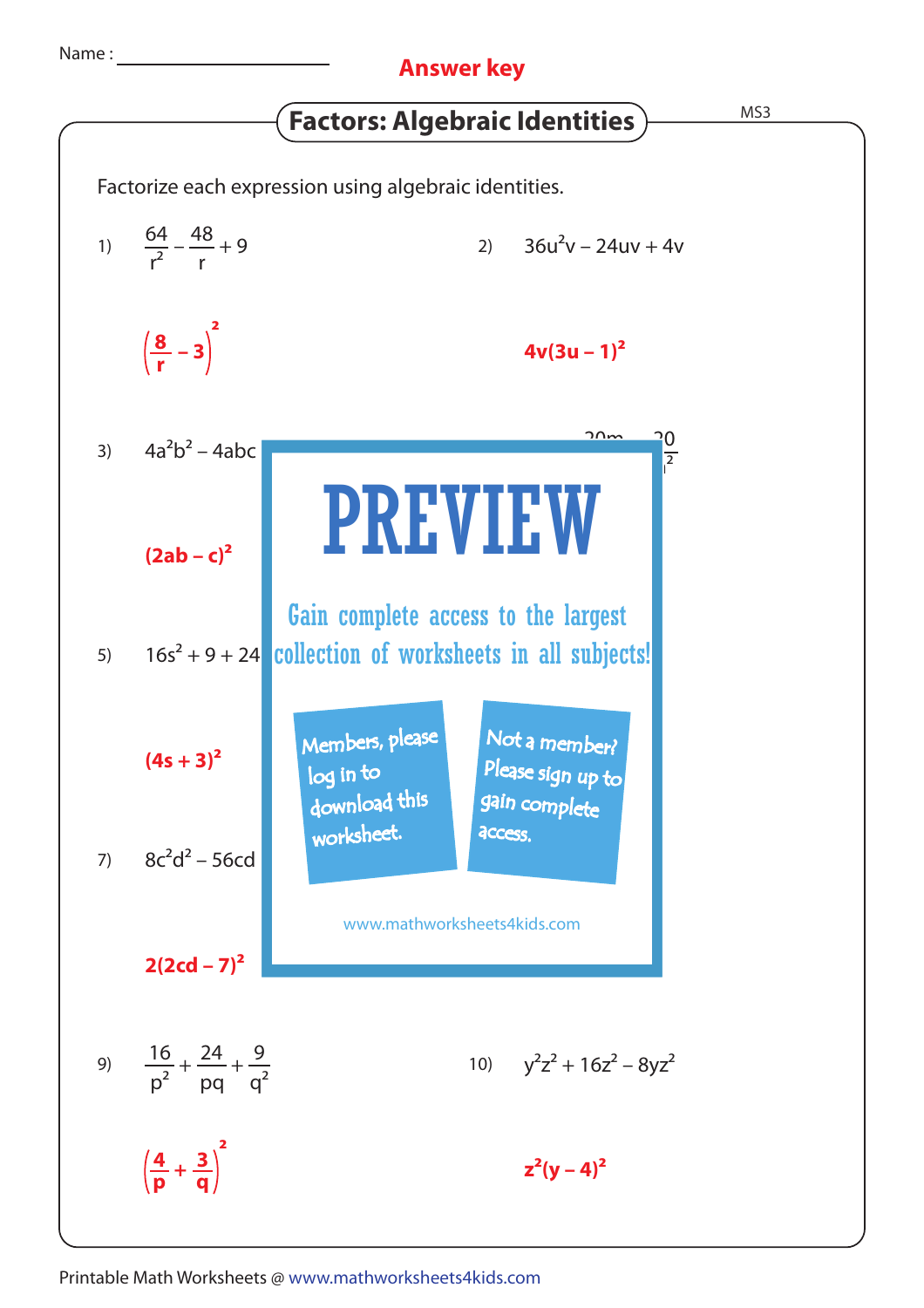Name : ____________________

**Answer key**

# Factors: Algebraic Identities

MS3

Factorize each expression using algebraic identities.

1) $\frac{64}{r^2} - \frac{48}{r} + 9$

$\left(\frac{8}{r} - 3\right)^2$

2) $36u^2v - 24uv + 4v$

$4v(3u - 1)^2$

3) $4a^2b^2 - 4abc$

$(2ab - c)^2$

5) $16s^2 + 9 + 24$

$(4s + 3)^2$

7) $8c^2d^2 - 56cd$

$2(2cd - 7)^2$

PREVIEW

Gain complete access to the largest collection of worksheets in all subjects!

Members, please log in to download this worksheet.

Not a member? Please sign up to gain complete access.

www.mathworksheets4kids.com

9) $\frac{16}{p^2} + \frac{24}{pq} + \frac{9}{q^2}$

$\left(\frac{4}{p} + \frac{3}{q}\right)^2$

10) $y^2z^2 + 16z^2 - 8yz^2$

$z^2(y - 4)^2$

Printable Math Worksheets @ www.mathworksheets4kids.com